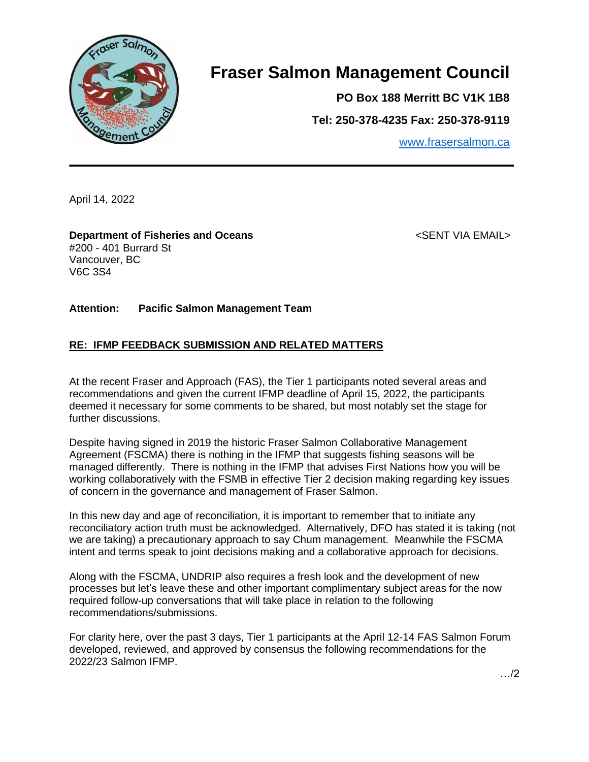# Fraser Salmon Management Council

**PO Box 188 Merritt BC V1K 1B8**

**Tel: 250-378-4235 Fax: 250-378-9119**

[www.frasersalmon.ca](http://www.frasersalmon.ca)

---

April 14, 2022

**Department of Fisheries and Oceans** <SENT VIA EMAIL>
#200 - 401 Burrard St
Vancouver, BC
V6C 3S4

**Attention: Pacific Salmon Management Team**

**RE: IFMP FEEDBACK SUBMISSION AND RELATED MATTERS**

At the recent Fraser and Approach (FAS), the Tier 1 participants noted several areas and recommendations and given the current IFMP deadline of April 15, 2022, the participants deemed it necessary for some comments to be shared, but most notably set the stage for further discussions.

Despite having signed in 2019 the historic Fraser Salmon Collaborative Management Agreement (FSCMA) there is nothing in the IFMP that suggests fishing seasons will be managed differently. There is nothing in the IFMP that advises First Nations how you will be working collaboratively with the FSMB in effective Tier 2 decision making regarding key issues of concern in the governance and management of Fraser Salmon.

In this new day and age of reconciliation, it is important to remember that to initiate any reconciliatory action truth must be acknowledged. Alternatively, DFO has stated it is taking (not we are taking) a precautionary approach to say Chum management. Meanwhile the FSCMA intent and terms speak to joint decisions making and a collaborative approach for decisions.

Along with the FSCMA, UNDRIP also requires a fresh look and the development of new processes but let's leave these and other important complimentary subject areas for the now required follow-up conversations that will take place in relation to the following recommendations/submissions.

For clarity here, over the past 3 days, Tier 1 participants at the April 12-14 FAS Salmon Forum developed, reviewed, and approved by consensus the following recommendations for the 2022/23 Salmon IFMP.

…/2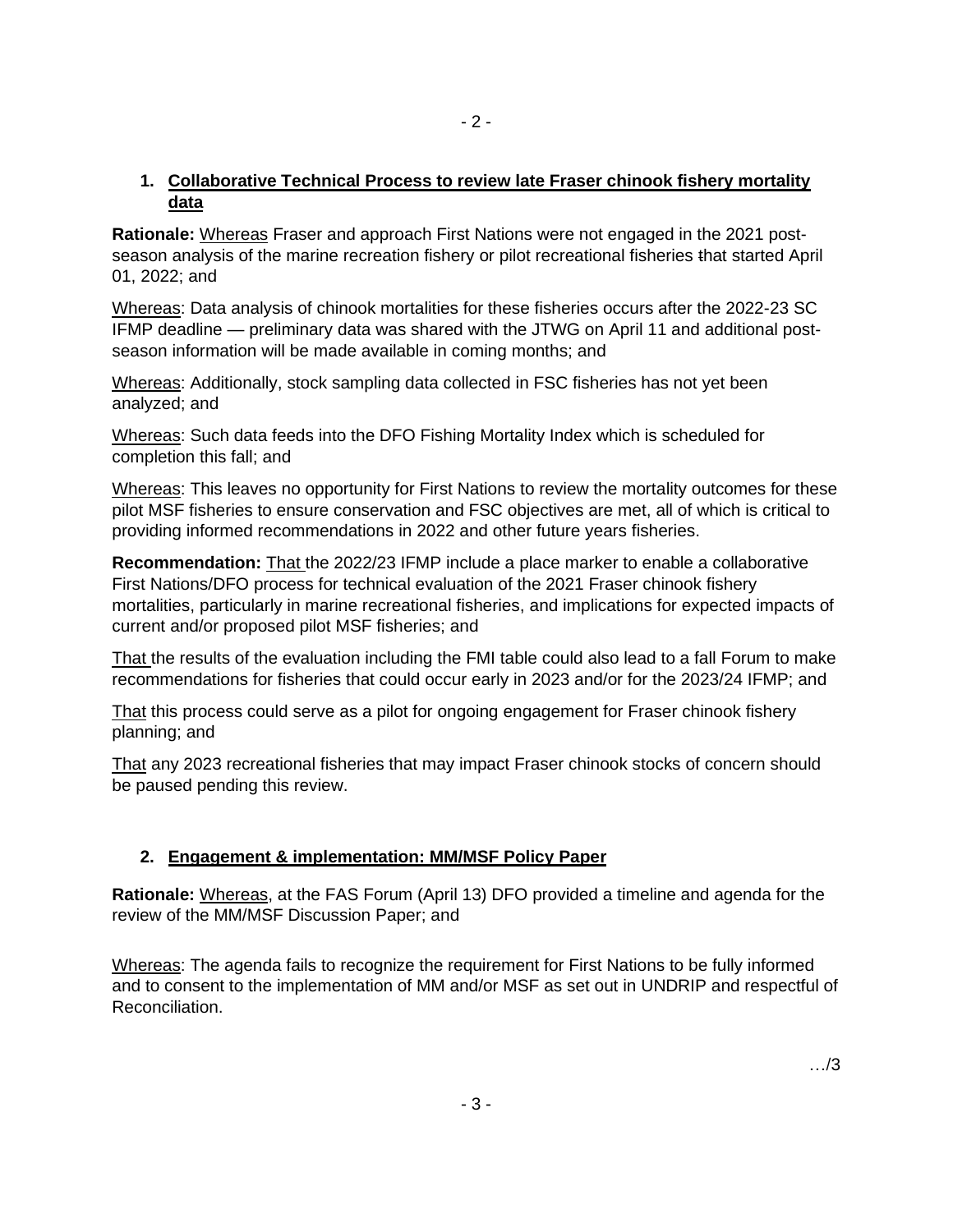1. **<u>Collaborative Technical Process to review late Fraser chinook fishery mortality data</u>**

**Rationale:** <u>Whereas</u> Fraser and approach First Nations were not engaged in the 2021 post-season analysis of the marine recreation fishery or pilot recreational fisheries that started April 01, 2022; and

<u>Whereas</u>: Data analysis of chinook mortalities for these fisheries occurs after the 2022-23 SC IFMP deadline — preliminary data was shared with the JTWG on April 11 and additional post-season information will be made available in coming months; and

<u>Whereas</u>: Additionally, stock sampling data collected in FSC fisheries has not yet been analyzed; and

<u>Whereas</u>: Such data feeds into the DFO Fishing Mortality Index which is scheduled for completion this fall; and

<u>Whereas</u>: This leaves no opportunity for First Nations to review the mortality outcomes for these pilot MSF fisheries to ensure conservation and FSC objectives are met, all of which is critical to providing informed recommendations in 2022 and other future years fisheries.

**Recommendation:** <u>That</u> the 2022/23 IFMP include a place marker to enable a collaborative First Nations/DFO process for technical evaluation of the 2021 Fraser chinook fishery mortalities, particularly in marine recreational fisheries, and implications for expected impacts of current and/or proposed pilot MSF fisheries; and

<u>That</u> the results of the evaluation including the FMI table could also lead to a fall Forum to make recommendations for fisheries that could occur early in 2023 and/or for the 2023/24 IFMP; and

<u>That</u> this process could serve as a pilot for ongoing engagement for Fraser chinook fishery planning; and

<u>That</u> any 2023 recreational fisheries that may impact Fraser chinook stocks of concern should be paused pending this review.

2. **<u>Engagement & implementation: MM/MSF Policy Paper</u>**

**Rationale:** <u>Whereas</u>, at the FAS Forum (April 13) DFO provided a timeline and agenda for the review of the MM/MSF Discussion Paper; and

<u>Whereas</u>: The agenda fails to recognize the requirement for First Nations to be fully informed and to consent to the implementation of MM and/or MSF as set out in UNDRIP and respectful of Reconciliation.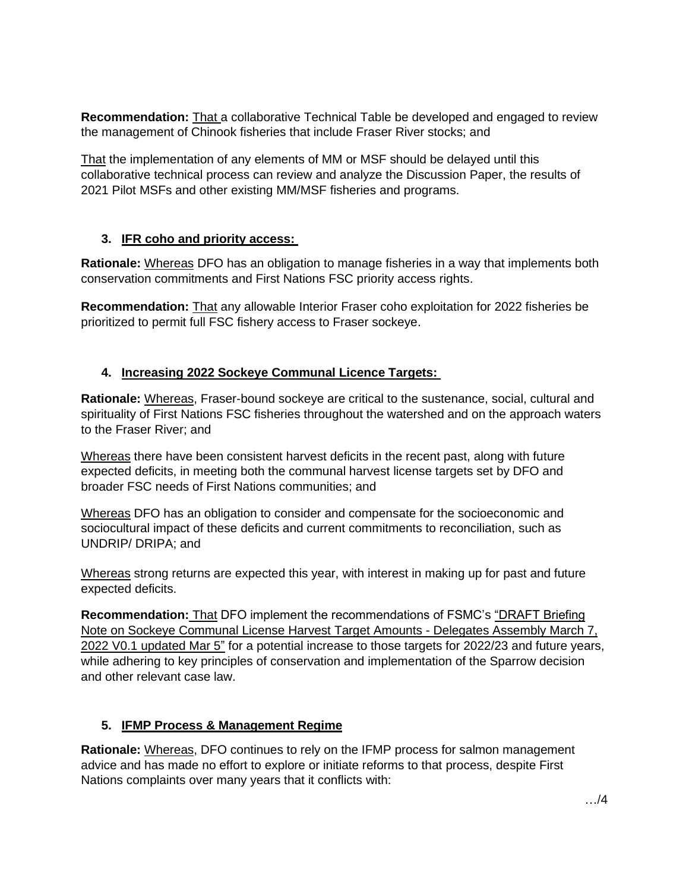**Recommendation:** That a collaborative Technical Table be developed and engaged to review the management of Chinook fisheries that include Fraser River stocks; and

That the implementation of any elements of MM or MSF should be delayed until this collaborative technical process can review and analyze the Discussion Paper, the results of 2021 Pilot MSFs and other existing MM/MSF fisheries and programs.

3. **IFR coho and priority access:**

**Rationale:** Whereas DFO has an obligation to manage fisheries in a way that implements both conservation commitments and First Nations FSC priority access rights.

**Recommendation:** That any allowable Interior Fraser coho exploitation for 2022 fisheries be prioritized to permit full FSC fishery access to Fraser sockeye.

4. **Increasing 2022 Sockeye Communal Licence Targets:**

**Rationale:** Whereas, Fraser-bound sockeye are critical to the sustenance, social, cultural and spirituality of First Nations FSC fisheries throughout the watershed and on the approach waters to the Fraser River; and

Whereas there have been consistent harvest deficits in the recent past, along with future expected deficits, in meeting both the communal harvest license targets set by DFO and broader FSC needs of First Nations communities; and

Whereas DFO has an obligation to consider and compensate for the socioeconomic and sociocultural impact of these deficits and current commitments to reconciliation, such as UNDRIP/ DRIPA; and

Whereas strong returns are expected this year, with interest in making up for past and future expected deficits.

**Recommendation:** That DFO implement the recommendations of FSMC's "DRAFT Briefing Note on Sockeye Communal License Harvest Target Amounts - Delegates Assembly March 7, 2022 V0.1 updated Mar 5" for a potential increase to those targets for 2022/23 and future years, while adhering to key principles of conservation and implementation of the Sparrow decision and other relevant case law.

5. **IFMP Process & Management Regime**

**Rationale:** Whereas, DFO continues to rely on the IFMP process for salmon management advice and has made no effort to explore or initiate reforms to that process, despite First Nations complaints over many years that it conflicts with:

…/4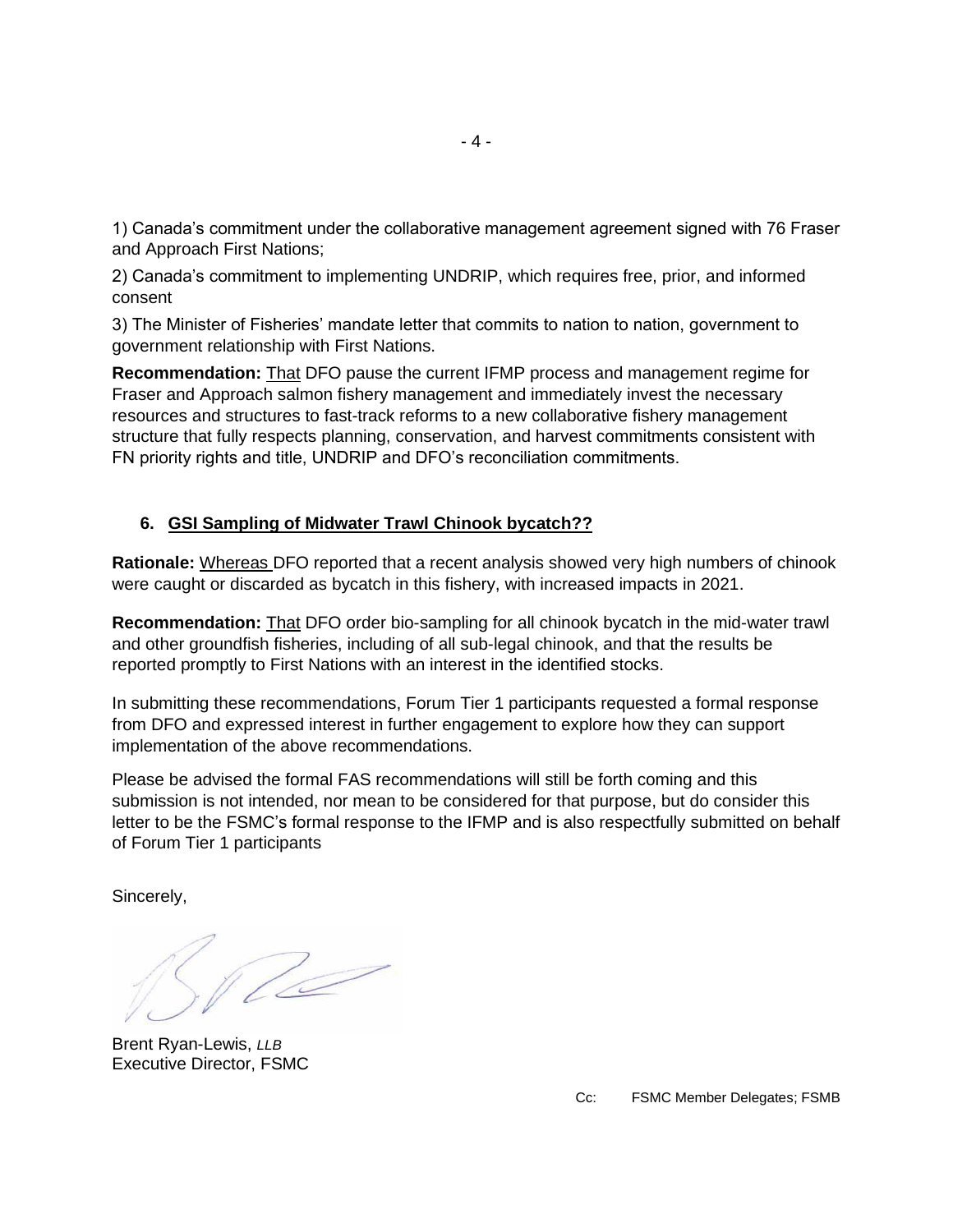1) Canada's commitment under the collaborative management agreement signed with 76 Fraser and Approach First Nations;

2) Canada's commitment to implementing UNDRIP, which requires free, prior, and informed consent

3) The Minister of Fisheries' mandate letter that commits to nation to nation, government to government relationship with First Nations.

**Recommendation:** That DFO pause the current IFMP process and management regime for Fraser and Approach salmon fishery management and immediately invest the necessary resources and structures to fast-track reforms to a new collaborative fishery management structure that fully respects planning, conservation, and harvest commitments consistent with FN priority rights and title, UNDRIP and DFO's reconciliation commitments.

### 6. GSI Sampling of Midwater Trawl Chinook bycatch??

**Rationale:** Whereas DFO reported that a recent analysis showed very high numbers of chinook were caught or discarded as bycatch in this fishery, with increased impacts in 2021.

**Recommendation:** That DFO order bio-sampling for all chinook bycatch in the mid-water trawl and other groundfish fisheries, including of all sub-legal chinook, and that the results be reported promptly to First Nations with an interest in the identified stocks.

In submitting these recommendations, Forum Tier 1 participants requested a formal response from DFO and expressed interest in further engagement to explore how they can support implementation of the above recommendations.

Please be advised the formal FAS recommendations will still be forth coming and this submission is not intended, nor mean to be considered for that purpose, but do consider this letter to be the FSMC's formal response to the IFMP and is also respectfully submitted on behalf of Forum Tier 1 participants

Sincerely,

Brent Ryan-Lewis, *LLB*
Executive Director, FSMC

Cc: FSMC Member Delegates; FSMB